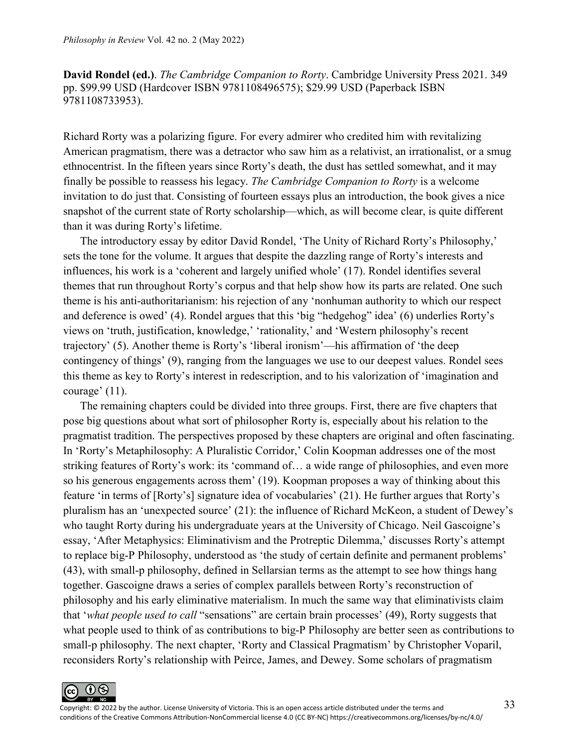**David Rondel (ed.)**. *The Cambridge Companion to Rorty*. Cambridge University Press 2021. 349 pp. $99.99 USD (Hardcover ISBN 9781108496575); $29.99 USD (Paperback ISBN 9781108733953).

Richard Rorty was a polarizing figure. For every admirer who credited him with revitalizing American pragmatism, there was a detractor who saw him as a relativist, an irrationalist, or a smug ethnocentrist. In the fifteen years since Rorty's death, the dust has settled somewhat, and it may finally be possible to reassess his legacy. *The Cambridge Companion to Rorty* is a welcome invitation to do just that. Consisting of fourteen essays plus an introduction, the book gives a nice snapshot of the current state of Rorty scholarship—which, as will become clear, is quite different than it was during Rorty's lifetime.

The introductory essay by editor David Rondel, 'The Unity of Richard Rorty's Philosophy,' sets the tone for the volume. It argues that despite the dazzling range of Rorty's interests and influences, his work is a 'coherent and largely unified whole' (17). Rondel identifies several themes that run throughout Rorty's corpus and that help show how its parts are related. One such theme is his anti-authoritarianism: his rejection of any 'nonhuman authority to which our respect and deference is owed' (4). Rondel argues that this 'big "hedgehog" idea' (6) underlies Rorty's views on 'truth, justification, knowledge,' 'rationality,' and 'Western philosophy's recent trajectory' (5). Another theme is Rorty's 'liberal ironism'—his affirmation of 'the deep contingency of things' (9), ranging from the languages we use to our deepest values. Rondel sees this theme as key to Rorty's interest in redescription, and to his valorization of 'imagination and courage' (11).

The remaining chapters could be divided into three groups. First, there are five chapters that pose big questions about what sort of philosopher Rorty is, especially about his relation to the pragmatist tradition. The perspectives proposed by these chapters are original and often fascinating. In 'Rorty's Metaphilosophy: A Pluralistic Corridor,' Colin Koopman addresses one of the most striking features of Rorty's work: its 'command of… a wide range of philosophies, and even more so his generous engagements across them' (19). Koopman proposes a way of thinking about this feature 'in terms of [Rorty's] signature idea of vocabularies' (21). He further argues that Rorty's pluralism has an 'unexpected source' (21): the influence of Richard McKeon, a student of Dewey's who taught Rorty during his undergraduate years at the University of Chicago. Neil Gascoigne's essay, 'After Metaphysics: Eliminativism and the Protreptic Dilemma,' discusses Rorty's attempt to replace big-P Philosophy, understood as 'the study of certain definite and permanent problems' (43), with small-p philosophy, defined in Sellarsian terms as the attempt to see how things hang together. Gascoigne draws a series of complex parallels between Rorty's reconstruction of philosophy and his early eliminative materialism. In much the same way that eliminativists claim that '*what people used to call* "sensations" are certain brain processes' (49), Rorty suggests that what people used to think of as contributions to big-P Philosophy are better seen as contributions to small-p philosophy. The next chapter, 'Rorty and Classical Pragmatism' by Christopher Voparil, reconsiders Rorty's relationship with Peirce, James, and Dewey. Some scholars of pragmatism

Copyright: © 2022 by the author. License University of Victoria. This is an open access article distributed under the terms and conditions of the Creative Commons Attribution-NonCommercial license 4.0 (CC BY-NC) https://creativecommons.org/licenses/by-nc/4.0/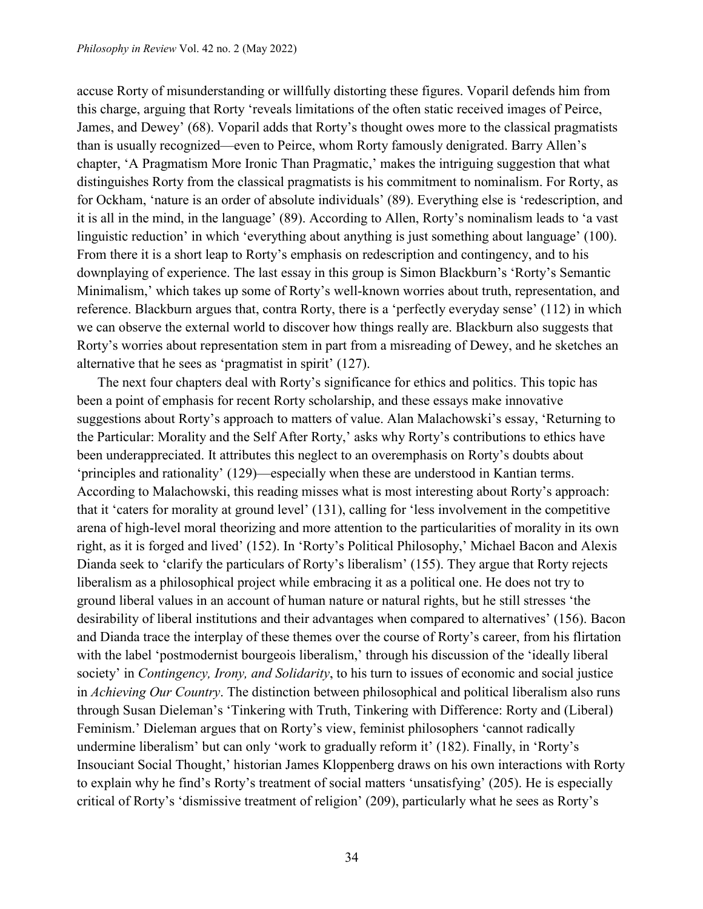accuse Rorty of misunderstanding or willfully distorting these figures. Voparil defends him from this charge, arguing that Rorty 'reveals limitations of the often static received images of Peirce, James, and Dewey' (68). Voparil adds that Rorty's thought owes more to the classical pragmatists than is usually recognized—even to Peirce, whom Rorty famously denigrated. Barry Allen's chapter, 'A Pragmatism More Ironic Than Pragmatic,' makes the intriguing suggestion that what distinguishes Rorty from the classical pragmatists is his commitment to nominalism. For Rorty, as for Ockham, 'nature is an order of absolute individuals' (89). Everything else is 'redescription, and it is all in the mind, in the language' (89). According to Allen, Rorty's nominalism leads to 'a vast linguistic reduction' in which 'everything about anything is just something about language' (100). From there it is a short leap to Rorty's emphasis on redescription and contingency, and to his downplaying of experience. The last essay in this group is Simon Blackburn's 'Rorty's Semantic Minimalism,' which takes up some of Rorty's well-known worries about truth, representation, and reference. Blackburn argues that, contra Rorty, there is a 'perfectly everyday sense' (112) in which we can observe the external world to discover how things really are. Blackburn also suggests that Rorty's worries about representation stem in part from a misreading of Dewey, and he sketches an alternative that he sees as 'pragmatist in spirit' (127).

The next four chapters deal with Rorty's significance for ethics and politics. This topic has been a point of emphasis for recent Rorty scholarship, and these essays make innovative suggestions about Rorty's approach to matters of value. Alan Malachowski's essay, 'Returning to the Particular: Morality and the Self After Rorty,' asks why Rorty's contributions to ethics have been underappreciated. It attributes this neglect to an overemphasis on Rorty's doubts about 'principles and rationality' (129)—especially when these are understood in Kantian terms. According to Malachowski, this reading misses what is most interesting about Rorty's approach: that it 'caters for morality at ground level' (131), calling for 'less involvement in the competitive arena of high-level moral theorizing and more attention to the particularities of morality in its own right, as it is forged and lived' (152). In 'Rorty's Political Philosophy,' Michael Bacon and Alexis Dianda seek to 'clarify the particulars of Rorty's liberalism' (155). They argue that Rorty rejects liberalism as a philosophical project while embracing it as a political one. He does not try to ground liberal values in an account of human nature or natural rights, but he still stresses 'the desirability of liberal institutions and their advantages when compared to alternatives' (156). Bacon and Dianda trace the interplay of these themes over the course of Rorty's career, from his flirtation with the label 'postmodernist bourgeois liberalism,' through his discussion of the 'ideally liberal society' in *Contingency, Irony, and Solidarity*, to his turn to issues of economic and social justice in *Achieving Our Country*. The distinction between philosophical and political liberalism also runs through Susan Dieleman's 'Tinkering with Truth, Tinkering with Difference: Rorty and (Liberal) Feminism.' Dieleman argues that on Rorty's view, feminist philosophers 'cannot radically undermine liberalism' but can only 'work to gradually reform it' (182). Finally, in 'Rorty's Insouciant Social Thought,' historian James Kloppenberg draws on his own interactions with Rorty to explain why he find's Rorty's treatment of social matters 'unsatisfying' (205). He is especially critical of Rorty's 'dismissive treatment of religion' (209), particularly what he sees as Rorty's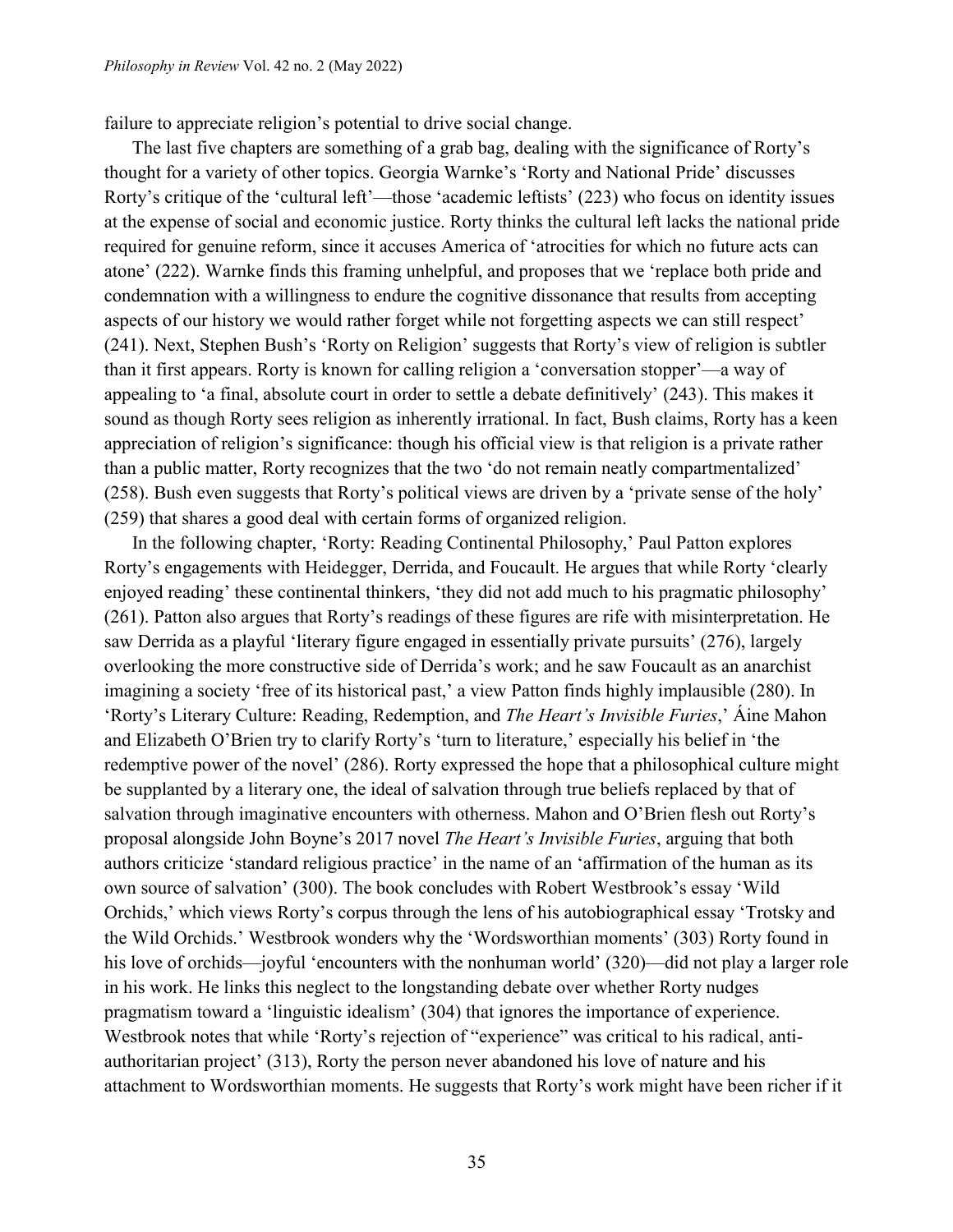failure to appreciate religion's potential to drive social change.

The last five chapters are something of a grab bag, dealing with the significance of Rorty's thought for a variety of other topics. Georgia Warnke's 'Rorty and National Pride' discusses Rorty's critique of the 'cultural left'—those 'academic leftists' (223) who focus on identity issues at the expense of social and economic justice. Rorty thinks the cultural left lacks the national pride required for genuine reform, since it accuses America of 'atrocities for which no future acts can atone' (222). Warnke finds this framing unhelpful, and proposes that we 'replace both pride and condemnation with a willingness to endure the cognitive dissonance that results from accepting aspects of our history we would rather forget while not forgetting aspects we can still respect' (241). Next, Stephen Bush's 'Rorty on Religion' suggests that Rorty's view of religion is subtler than it first appears. Rorty is known for calling religion a 'conversation stopper'—a way of appealing to 'a final, absolute court in order to settle a debate definitively' (243). This makes it sound as though Rorty sees religion as inherently irrational. In fact, Bush claims, Rorty has a keen appreciation of religion's significance: though his official view is that religion is a private rather than a public matter, Rorty recognizes that the two 'do not remain neatly compartmentalized' (258). Bush even suggests that Rorty's political views are driven by a 'private sense of the holy' (259) that shares a good deal with certain forms of organized religion.

In the following chapter, 'Rorty: Reading Continental Philosophy,' Paul Patton explores Rorty's engagements with Heidegger, Derrida, and Foucault. He argues that while Rorty 'clearly enjoyed reading' these continental thinkers, 'they did not add much to his pragmatic philosophy' (261). Patton also argues that Rorty's readings of these figures are rife with misinterpretation. He saw Derrida as a playful 'literary figure engaged in essentially private pursuits' (276), largely overlooking the more constructive side of Derrida's work; and he saw Foucault as an anarchist imagining a society 'free of its historical past,' a view Patton finds highly implausible (280). In 'Rorty's Literary Culture: Reading, Redemption, and *The Heart's Invisible Furies*,' Áine Mahon and Elizabeth O'Brien try to clarify Rorty's 'turn to literature,' especially his belief in 'the redemptive power of the novel' (286). Rorty expressed the hope that a philosophical culture might be supplanted by a literary one, the ideal of salvation through true beliefs replaced by that of salvation through imaginative encounters with otherness. Mahon and O'Brien flesh out Rorty's proposal alongside John Boyne's 2017 novel *The Heart's Invisible Furies*, arguing that both authors criticize 'standard religious practice' in the name of an 'affirmation of the human as its own source of salvation' (300). The book concludes with Robert Westbrook's essay 'Wild Orchids,' which views Rorty's corpus through the lens of his autobiographical essay 'Trotsky and the Wild Orchids.' Westbrook wonders why the 'Wordsworthian moments' (303) Rorty found in his love of orchids—joyful 'encounters with the nonhuman world' (320)—did not play a larger role in his work. He links this neglect to the longstanding debate over whether Rorty nudges pragmatism toward a 'linguistic idealism' (304) that ignores the importance of experience. Westbrook notes that while 'Rorty's rejection of "experience" was critical to his radical, anti-authoritarian project' (313), Rorty the person never abandoned his love of nature and his attachment to Wordsworthian moments. He suggests that Rorty's work might have been richer if it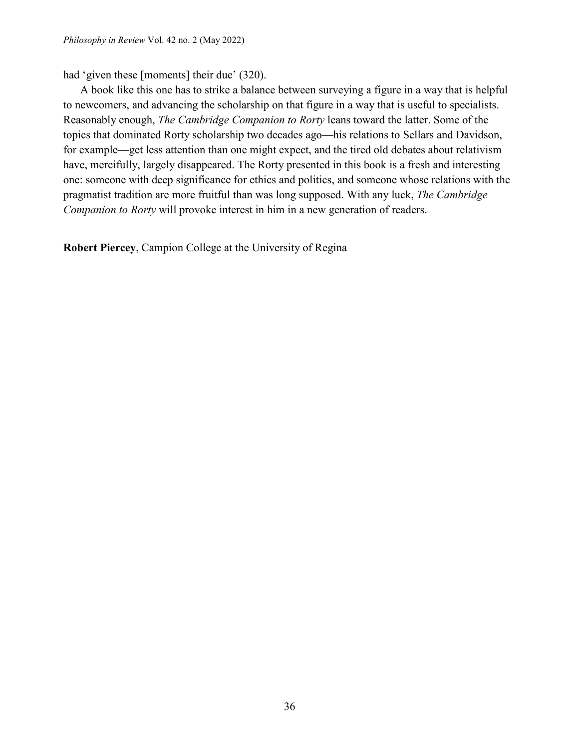had 'given these [moments] their due' (320).

A book like this one has to strike a balance between surveying a figure in a way that is helpful to newcomers, and advancing the scholarship on that figure in a way that is useful to specialists. Reasonably enough, *The Cambridge Companion to Rorty* leans toward the latter. Some of the topics that dominated Rorty scholarship two decades ago—his relations to Sellars and Davidson, for example—get less attention than one might expect, and the tired old debates about relativism have, mercifully, largely disappeared. The Rorty presented in this book is a fresh and interesting one: someone with deep significance for ethics and politics, and someone whose relations with the pragmatist tradition are more fruitful than was long supposed. With any luck, *The Cambridge Companion to Rorty* will provoke interest in him in a new generation of readers.

**Robert Piercey**, Campion College at the University of Regina